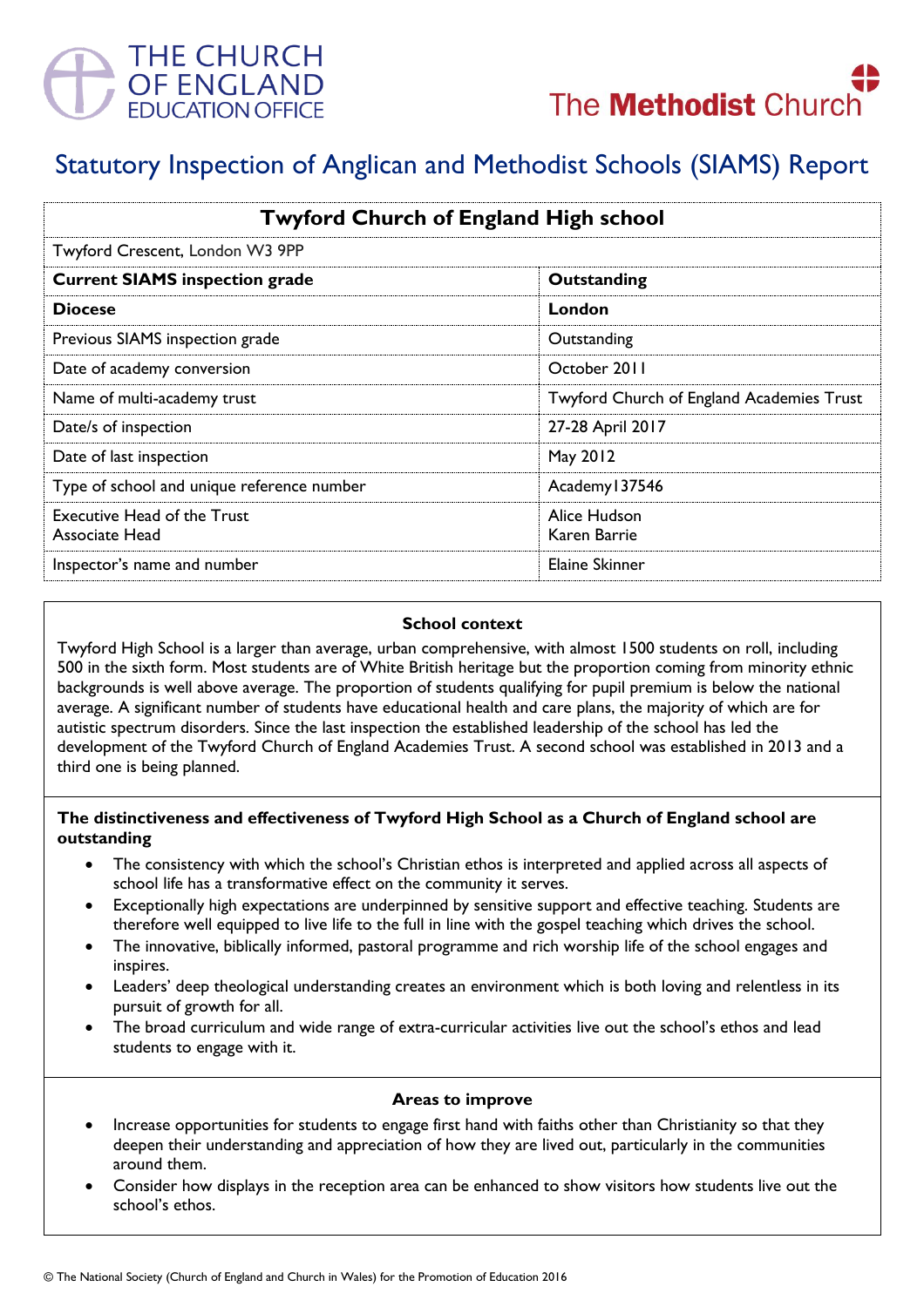THE CHURCH OF ENGLAND EDUCATION OFFICE

The Methodist Church

# Statutory Inspection of Anglican and Methodist Schools (SIAMS) Report

| **Twyford Church of England High school** | |
|---|---|
| Twyford Crescent, London W3 9PP | |
| **Current SIAMS inspection grade** | **Outstanding** |
| **Diocese** | **London** |
| Previous SIAMS inspection grade | Outstanding |
| Date of academy conversion | October 2011 |
| Name of multi-academy trust | Twyford Church of England Academies Trust |
| Date/s of inspection | 27-28 April 2017 |
| Date of last inspection | May 2012 |
| Type of school and unique reference number | Academy137546 |
| Executive Head of the Trust<br>Associate Head | Alice Hudson<br>Karen Barrie |
| Inspector's name and number | Elaine Skinner |

### School context

Twyford High School is a larger than average, urban comprehensive, with almost 1500 students on roll, including 500 in the sixth form. Most students are of White British heritage but the proportion coming from minority ethnic backgrounds is well above average. The proportion of students qualifying for pupil premium is below the national average. A significant number of students have educational health and care plans, the majority of which are for autistic spectrum disorders. Since the last inspection the established leadership of the school has led the development of the Twyford Church of England Academies Trust. A second school was established in 2013 and a third one is being planned.

### The distinctiveness and effectiveness of Twyford High School as a Church of England school are outstanding

- The consistency with which the school's Christian ethos is interpreted and applied across all aspects of school life has a transformative effect on the community it serves.
- Exceptionally high expectations are underpinned by sensitive support and effective teaching. Students are therefore well equipped to live life to the full in line with the gospel teaching which drives the school.
- The innovative, biblically informed, pastoral programme and rich worship life of the school engages and inspires.
- Leaders' deep theological understanding creates an environment which is both loving and relentless in its pursuit of growth for all.
- The broad curriculum and wide range of extra-curricular activities live out the school's ethos and lead students to engage with it.

### Areas to improve

- Increase opportunities for students to engage first hand with faiths other than Christianity so that they deepen their understanding and appreciation of how they are lived out, particularly in the communities around them.
- Consider how displays in the reception area can be enhanced to show visitors how students live out the school's ethos.

© The National Society (Church of England and Church in Wales) for the Promotion of Education 2016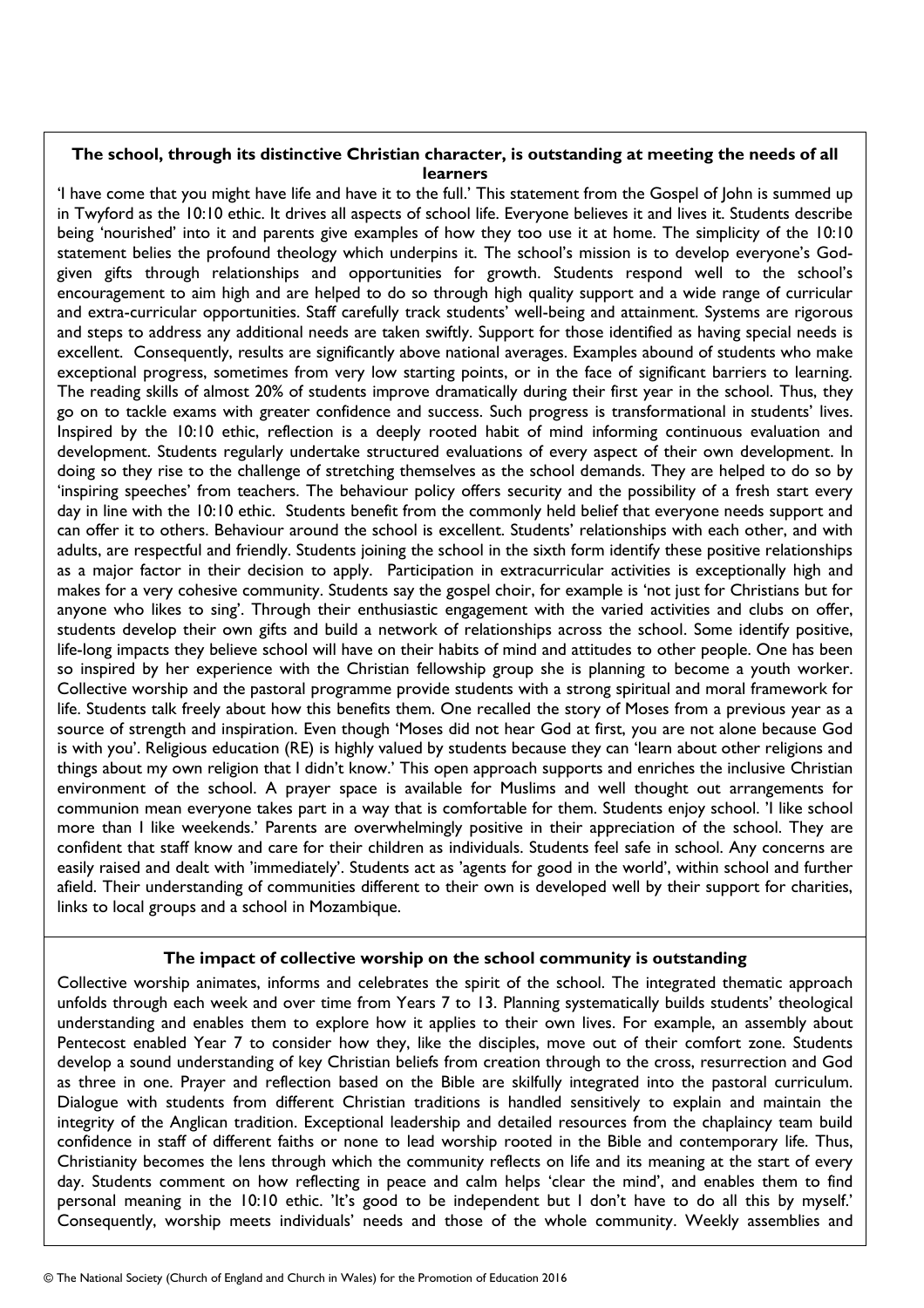**The school, through its distinctive Christian character, is outstanding at meeting the needs of all learners**

'I have come that you might have life and have it to the full.' This statement from the Gospel of John is summed up in Twyford as the 10:10 ethic. It drives all aspects of school life. Everyone believes it and lives it. Students describe being 'nourished' into it and parents give examples of how they too use it at home. The simplicity of the 10:10 statement belies the profound theology which underpins it. The school's mission is to develop everyone's God-given gifts through relationships and opportunities for growth. Students respond well to the school's encouragement to aim high and are helped to do so through high quality support and a wide range of curricular and extra-curricular opportunities. Staff carefully track students' well-being and attainment. Systems are rigorous and steps to address any additional needs are taken swiftly. Support for those identified as having special needs is excellent. Consequently, results are significantly above national averages. Examples abound of students who make exceptional progress, sometimes from very low starting points, or in the face of significant barriers to learning. The reading skills of almost 20% of students improve dramatically during their first year in the school. Thus, they go on to tackle exams with greater confidence and success. Such progress is transformational in students' lives. Inspired by the 10:10 ethic, reflection is a deeply rooted habit of mind informing continuous evaluation and development. Students regularly undertake structured evaluations of every aspect of their own development. In doing so they rise to the challenge of stretching themselves as the school demands. They are helped to do so by 'inspiring speeches' from teachers. The behaviour policy offers security and the possibility of a fresh start every day in line with the 10:10 ethic. Students benefit from the commonly held belief that everyone needs support and can offer it to others. Behaviour around the school is excellent. Students' relationships with each other, and with adults, are respectful and friendly. Students joining the school in the sixth form identify these positive relationships as a major factor in their decision to apply. Participation in extracurricular activities is exceptionally high and makes for a very cohesive community. Students say the gospel choir, for example is 'not just for Christians but for anyone who likes to sing'. Through their enthusiastic engagement with the varied activities and clubs on offer, students develop their own gifts and build a network of relationships across the school. Some identify positive, life-long impacts they believe school will have on their habits of mind and attitudes to other people. One has been so inspired by her experience with the Christian fellowship group she is planning to become a youth worker. Collective worship and the pastoral programme provide students with a strong spiritual and moral framework for life. Students talk freely about how this benefits them. One recalled the story of Moses from a previous year as a source of strength and inspiration. Even though 'Moses did not hear God at first, you are not alone because God is with you'. Religious education (RE) is highly valued by students because they can 'learn about other religions and things about my own religion that I didn't know.' This open approach supports and enriches the inclusive Christian environment of the school. A prayer space is available for Muslims and well thought out arrangements for communion mean everyone takes part in a way that is comfortable for them. Students enjoy school. 'I like school more than I like weekends.' Parents are overwhelmingly positive in their appreciation of the school. They are confident that staff know and care for their children as individuals. Students feel safe in school. Any concerns are easily raised and dealt with 'immediately'. Students act as 'agents for good in the world', within school and further afield. Their understanding of communities different to their own is developed well by their support for charities, links to local groups and a school in Mozambique.

**The impact of collective worship on the school community is outstanding**

Collective worship animates, informs and celebrates the spirit of the school. The integrated thematic approach unfolds through each week and over time from Years 7 to 13. Planning systematically builds students' theological understanding and enables them to explore how it applies to their own lives. For example, an assembly about Pentecost enabled Year 7 to consider how they, like the disciples, move out of their comfort zone. Students develop a sound understanding of key Christian beliefs from creation through to the cross, resurrection and God as three in one. Prayer and reflection based on the Bible are skilfully integrated into the pastoral curriculum. Dialogue with students from different Christian traditions is handled sensitively to explain and maintain the integrity of the Anglican tradition. Exceptional leadership and detailed resources from the chaplaincy team build confidence in staff of different faiths or none to lead worship rooted in the Bible and contemporary life. Thus, Christianity becomes the lens through which the community reflects on life and its meaning at the start of every day. Students comment on how reflecting in peace and calm helps 'clear the mind', and enables them to find personal meaning in the 10:10 ethic. 'It's good to be independent but I don't have to do all this by myself.' Consequently, worship meets individuals' needs and those of the whole community. Weekly assemblies and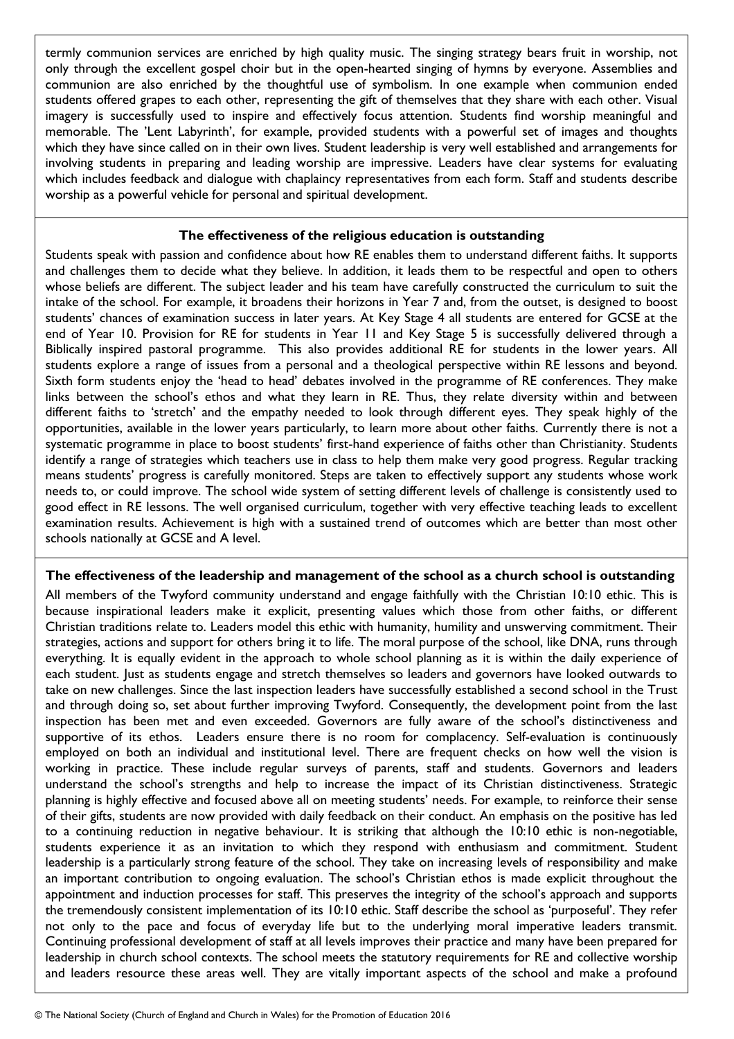termly communion services are enriched by high quality music. The singing strategy bears fruit in worship, not only through the excellent gospel choir but in the open-hearted singing of hymns by everyone. Assemblies and communion are also enriched by the thoughtful use of symbolism. In one example when communion ended students offered grapes to each other, representing the gift of themselves that they share with each other. Visual imagery is successfully used to inspire and effectively focus attention. Students find worship meaningful and memorable. The 'Lent Labyrinth', for example, provided students with a powerful set of images and thoughts which they have since called on in their own lives. Student leadership is very well established and arrangements for involving students in preparing and leading worship are impressive. Leaders have clear systems for evaluating which includes feedback and dialogue with chaplaincy representatives from each form. Staff and students describe worship as a powerful vehicle for personal and spiritual development.

**The effectiveness of the religious education is outstanding**

Students speak with passion and confidence about how RE enables them to understand different faiths. It supports and challenges them to decide what they believe. In addition, it leads them to be respectful and open to others whose beliefs are different. The subject leader and his team have carefully constructed the curriculum to suit the intake of the school. For example, it broadens their horizons in Year 7 and, from the outset, is designed to boost students' chances of examination success in later years. At Key Stage 4 all students are entered for GCSE at the end of Year 10. Provision for RE for students in Year 11 and Key Stage 5 is successfully delivered through a Biblically inspired pastoral programme. This also provides additional RE for students in the lower years. All students explore a range of issues from a personal and a theological perspective within RE lessons and beyond. Sixth form students enjoy the 'head to head' debates involved in the programme of RE conferences. They make links between the school's ethos and what they learn in RE. Thus, they relate diversity within and between different faiths to 'stretch' and the empathy needed to look through different eyes. They speak highly of the opportunities, available in the lower years particularly, to learn more about other faiths. Currently there is not a systematic programme in place to boost students' first-hand experience of faiths other than Christianity. Students identify a range of strategies which teachers use in class to help them make very good progress. Regular tracking means students' progress is carefully monitored. Steps are taken to effectively support any students whose work needs to, or could improve. The school wide system of setting different levels of challenge is consistently used to good effect in RE lessons. The well organised curriculum, together with very effective teaching leads to excellent examination results. Achievement is high with a sustained trend of outcomes which are better than most other schools nationally at GCSE and A level.

**The effectiveness of the leadership and management of the school as a church school is outstanding**

All members of the Twyford community understand and engage faithfully with the Christian 10:10 ethic. This is because inspirational leaders make it explicit, presenting values which those from other faiths, or different Christian traditions relate to. Leaders model this ethic with humanity, humility and unswerving commitment. Their strategies, actions and support for others bring it to life. The moral purpose of the school, like DNA, runs through everything. It is equally evident in the approach to whole school planning as it is within the daily experience of each student. Just as students engage and stretch themselves so leaders and governors have looked outwards to take on new challenges. Since the last inspection leaders have successfully established a second school in the Trust and through doing so, set about further improving Twyford. Consequently, the development point from the last inspection has been met and even exceeded. Governors are fully aware of the school's distinctiveness and supportive of its ethos. Leaders ensure there is no room for complacency. Self-evaluation is continuously employed on both an individual and institutional level. There are frequent checks on how well the vision is working in practice. These include regular surveys of parents, staff and students. Governors and leaders understand the school's strengths and help to increase the impact of its Christian distinctiveness. Strategic planning is highly effective and focused above all on meeting students' needs. For example, to reinforce their sense of their gifts, students are now provided with daily feedback on their conduct. An emphasis on the positive has led to a continuing reduction in negative behaviour. It is striking that although the 10:10 ethic is non-negotiable, students experience it as an invitation to which they respond with enthusiasm and commitment. Student leadership is a particularly strong feature of the school. They take on increasing levels of responsibility and make an important contribution to ongoing evaluation. The school's Christian ethos is made explicit throughout the appointment and induction processes for staff. This preserves the integrity of the school's approach and supports the tremendously consistent implementation of its 10:10 ethic. Staff describe the school as 'purposeful'. They refer not only to the pace and focus of everyday life but to the underlying moral imperative leaders transmit. Continuing professional development of staff at all levels improves their practice and many have been prepared for leadership in church school contexts. The school meets the statutory requirements for RE and collective worship and leaders resource these areas well. They are vitally important aspects of the school and make a profound

© The National Society (Church of England and Church in Wales) for the Promotion of Education 2016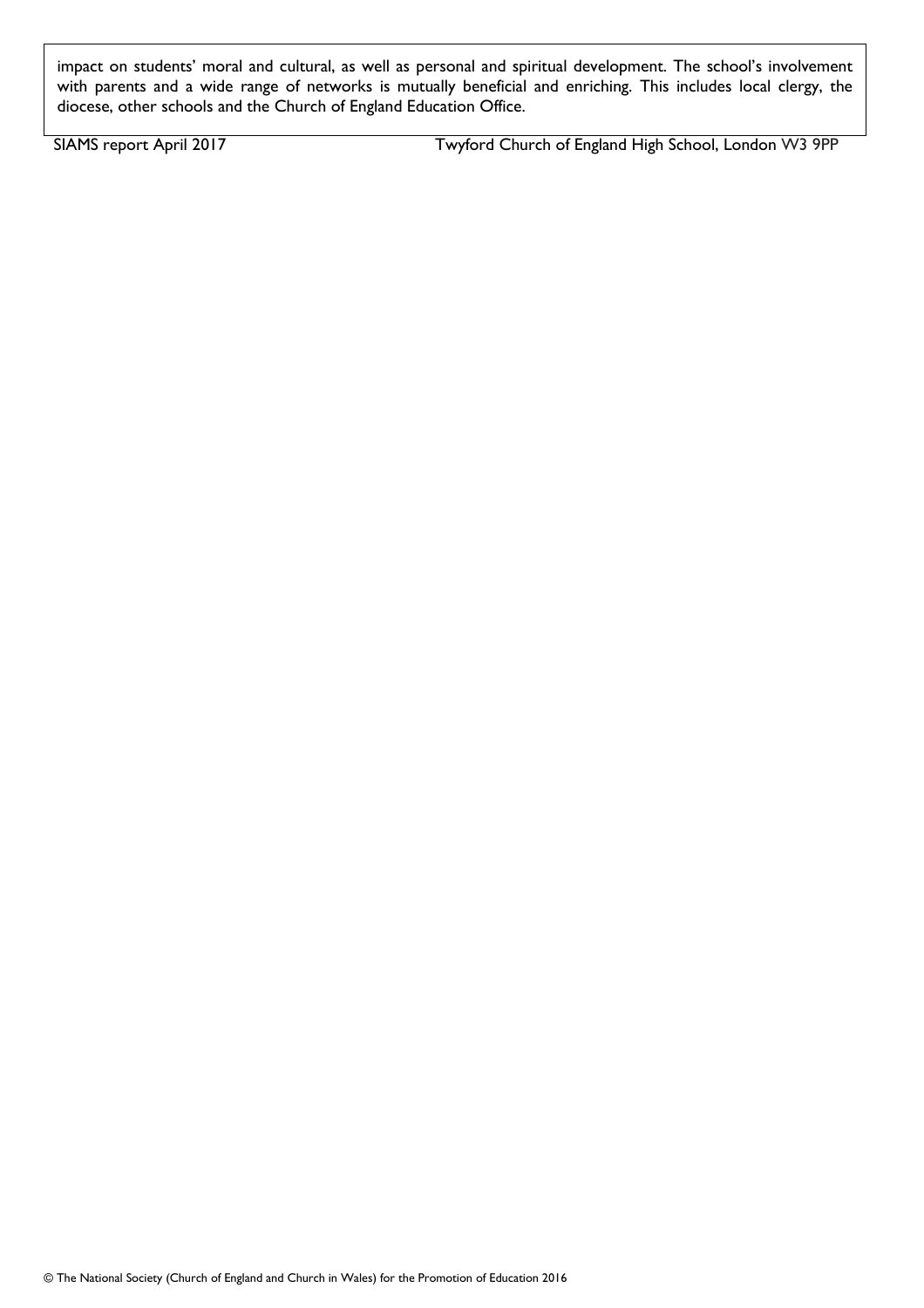impact on students' moral and cultural, as well as personal and spiritual development. The school's involvement with parents and a wide range of networks is mutually beneficial and enriching. This includes local clergy, the diocese, other schools and the Church of England Education Office.

SIAMS report April 2017 Twyford Church of England High School, London W3 9PP

© The National Society (Church of England and Church in Wales) for the Promotion of Education 2016